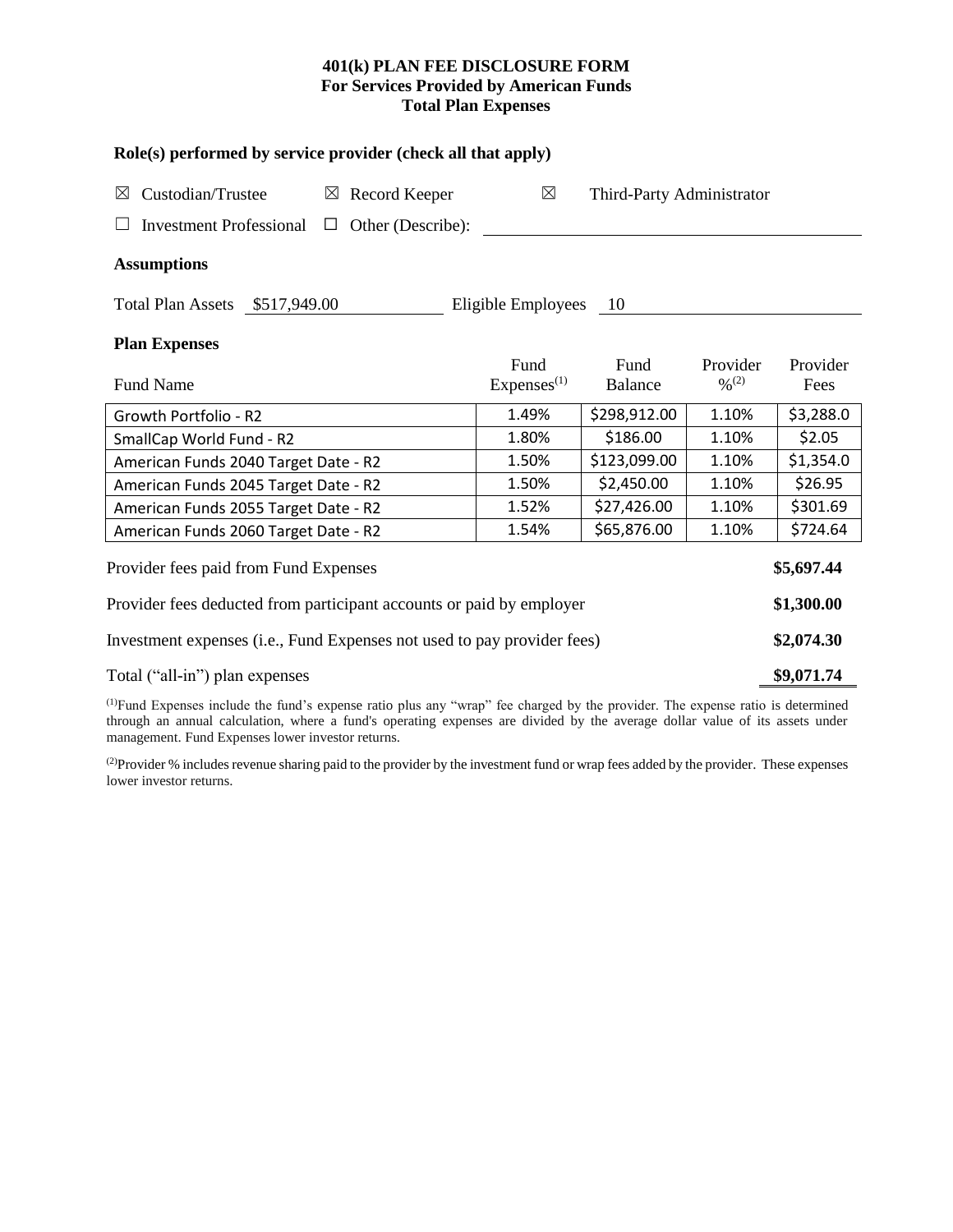**401(k) PLAN FEE DISCLOSURE FORM**
**For Services Provided by American Funds**
**Total Plan Expenses**

**Role(s) performed by service provider (check all that apply)**

☒ Custodian/Trustee ☒ Record Keeper ☒ Third-Party Administrator

☐ Investment Professional ☐ Other (Describe): \_\_\_\_\_\_\_\_\_\_\_\_\_\_\_\_

**Assumptions**

Total Plan Assets $517,949.00 Eligible Employees 10

**Plan Expenses**

| Fund Name | Fund Expenses[(1)] | Fund Balance | Provider %[(2)] | Provider Fees |
|---|---|---|---|---|
| Growth Portfolio - R2 | 1.49% | $298,912.00 | 1.10% | $3,288.0 |
| SmallCap World Fund - R2 | 1.80% | $186.00 | 1.10% | $2.05 |
| American Funds 2040 Target Date - R2 | 1.50% | $123,099.00 | 1.10% | $1,354.0 |
| American Funds 2045 Target Date - R2 | 1.50% | $2,450.00 | 1.10% | $26.95 |
| American Funds 2055 Target Date - R2 | 1.52% | $27,426.00 | 1.10% | $301.69 |
| American Funds 2060 Target Date - R2 | 1.54% | $65,876.00 | 1.10% | $724.64 |

| | |
|---|---|
| Provider fees paid from Fund Expenses | **$5,697.44** |
| Provider fees deducted from participant accounts or paid by employer | **$1,300.00** |
| Investment expenses (i.e., Fund Expenses not used to pay provider fees) | **$2,074.30** |
| Total ("all-in") plan expenses | **$9,071.74** |

[(1)]Fund Expenses include the fund's expense ratio plus any "wrap" fee charged by the provider. The expense ratio is determined through an annual calculation, where a fund's operating expenses are divided by the average dollar value of its assets under management. Fund Expenses lower investor returns.

[(2)]Provider % includes revenue sharing paid to the provider by the investment fund or wrap fees added by the provider. These expenses lower investor returns.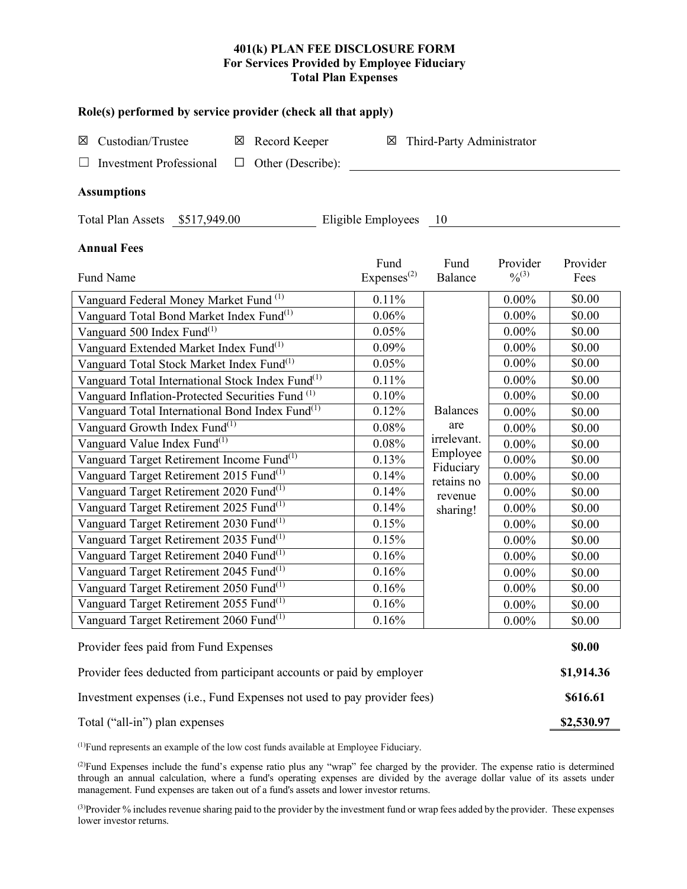**401(k) PLAN FEE DISCLOSURE FORM**
**For Services Provided by Employee Fiduciary**
**Total Plan Expenses**

**Role(s) performed by service provider (check all that apply)**

☒ Custodian/Trustee ☒ Record Keeper ☒ Third-Party Administrator

☐ Investment Professional ☐ Other (Describe): \_\_\_\_\_\_\_\_\_\_

**Assumptions**

Total Plan Assets $517,949.00 Eligible Employees 10

**Annual Fees**

| Fund Name | Fund Expenses[2] | Fund Balance | Provider %[3] | Provider Fees |
|---|---|---|---|---|
| Vanguard Federal Money Market Fund [1] | 0.11% | Balances are irrelevant. Employee Fiduciary retains no revenue sharing! | 0.00% | $0.00 |
| Vanguard Total Bond Market Index Fund[1] | 0.06% | | 0.00% | $0.00 |
| Vanguard 500 Index Fund[1] | 0.05% | | 0.00% | $0.00 |
| Vanguard Extended Market Index Fund[1] | 0.09% | | 0.00% | $0.00 |
| Vanguard Total Stock Market Index Fund[1] | 0.05% | | 0.00% | $0.00 |
| Vanguard Total International Stock Index Fund[1] | 0.11% | | 0.00% | $0.00 |
| Vanguard Inflation-Protected Securities Fund [1] | 0.10% | | 0.00% | $0.00 |
| Vanguard Total International Bond Index Fund[1] | 0.12% | | 0.00% | $0.00 |
| Vanguard Growth Index Fund[1] | 0.08% | | 0.00% | $0.00 |
| Vanguard Value Index Fund[1] | 0.08% | | 0.00% | $0.00 |
| Vanguard Target Retirement Income Fund[1] | 0.13% | | 0.00% | $0.00 |
| Vanguard Target Retirement 2015 Fund[1] | 0.14% | | 0.00% | $0.00 |
| Vanguard Target Retirement 2020 Fund[1] | 0.14% | | 0.00% | $0.00 |
| Vanguard Target Retirement 2025 Fund[1] | 0.14% | | 0.00% | $0.00 |
| Vanguard Target Retirement 2030 Fund[1] | 0.15% | | 0.00% | $0.00 |
| Vanguard Target Retirement 2035 Fund[1] | 0.15% | | 0.00% | $0.00 |
| Vanguard Target Retirement 2040 Fund[1] | 0.16% | | 0.00% | $0.00 |
| Vanguard Target Retirement 2045 Fund[1] | 0.16% | | 0.00% | $0.00 |
| Vanguard Target Retirement 2050 Fund[1] | 0.16% | | 0.00% | $0.00 |
| Vanguard Target Retirement 2055 Fund[1] | 0.16% | | 0.00% | $0.00 |
| Vanguard Target Retirement 2060 Fund[1] | 0.16% | | 0.00% | $0.00 |

| | |
|---|---|
| Provider fees paid from Fund Expenses | **$0.00** |
| Provider fees deducted from participant accounts or paid by employer | **$1,914.36** |
| Investment expenses (i.e., Fund Expenses not used to pay provider fees) | **$616.61** |
| Total ("all-in") plan expenses | **$2,530.97** |

[1] Fund represents an example of the low cost funds available at Employee Fiduciary.

[2] Fund Expenses include the fund's expense ratio plus any "wrap" fee charged by the provider. The expense ratio is determined through an annual calculation, where a fund's operating expenses are divided by the average dollar value of its assets under management. Fund expenses are taken out of a fund's assets and lower investor returns.

[3] Provider % includes revenue sharing paid to the provider by the investment fund or wrap fees added by the provider. These expenses lower investor returns.